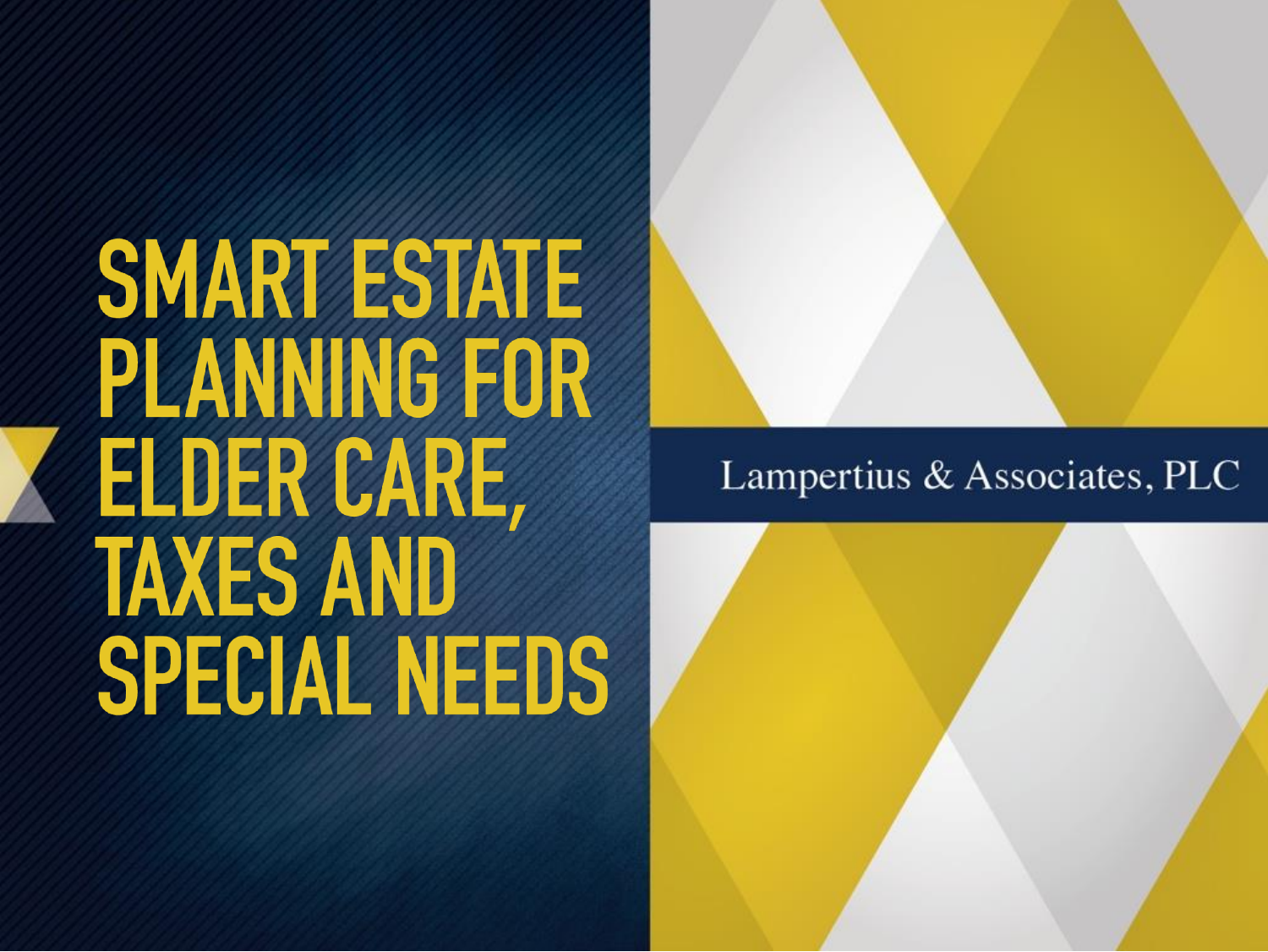# SMART ESTATE PLANNING FOR ELDER CARE, TAXES AND SPECIAL NEEDS

Lampertius & Associates, PLC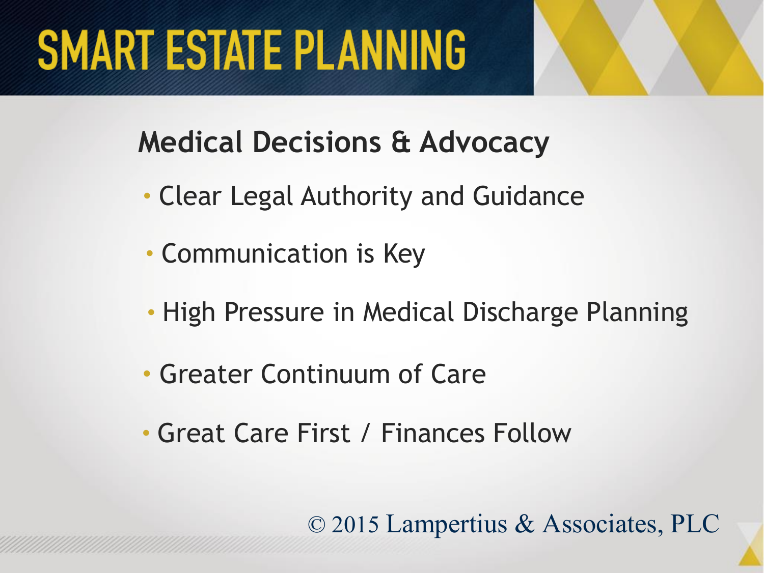# SMART ESTATE PLANNING

## Medical Decisions & Advocacy

- Clear Legal Authority and Guidance
- Communication is Key
- High Pressure in Medical Discharge Planning
- Greater Continuum of Care
- Great Care First / Finances Follow

© 2015 Lampertius & Associates, PLC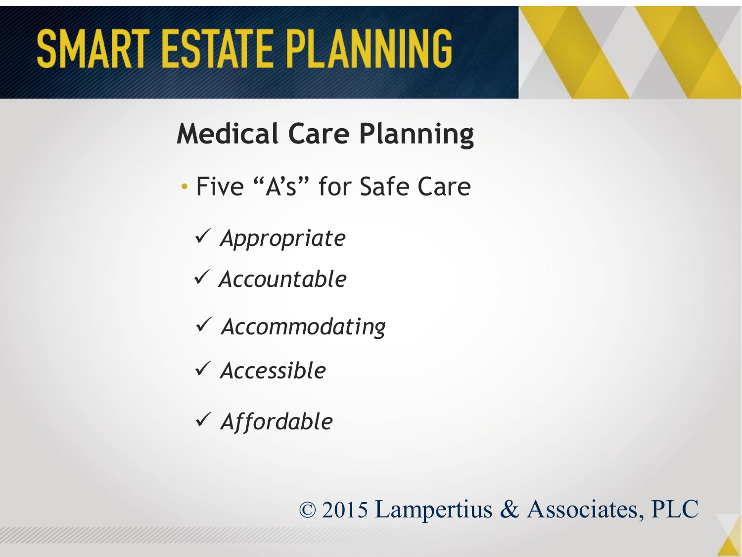# SMART ESTATE PLANNING

## Medical Care Planning

- Five "A's" for Safe Care
  - ✓ *Appropriate*
  - ✓ *Accountable*
  - ✓ *Accommodating*
  - ✓ *Accessible*
  - ✓ *Affordable*

© 2015 Lampertius & Associates, PLC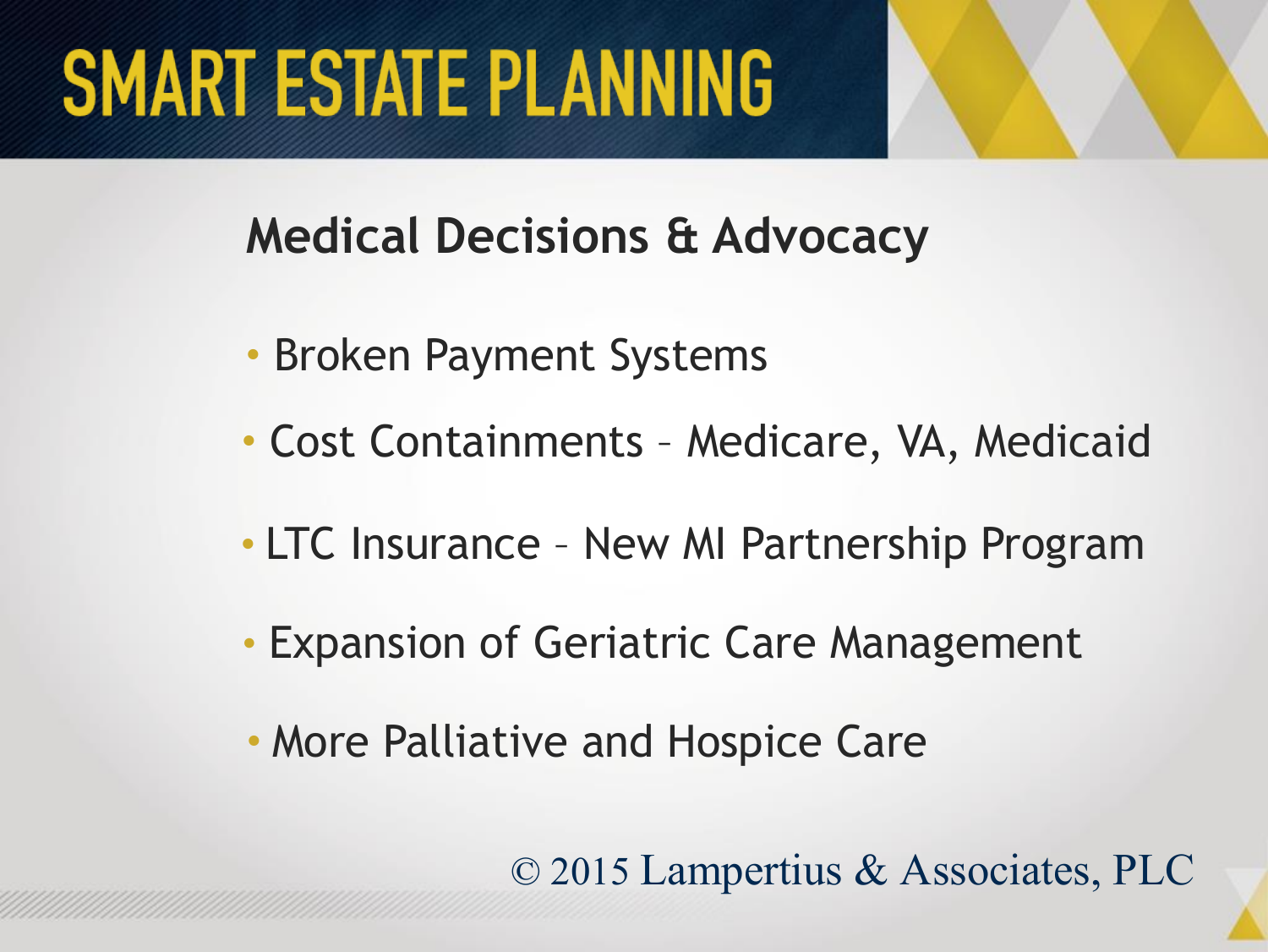# SMART ESTATE PLANNING

## Medical Decisions & Advocacy

- Broken Payment Systems
- Cost Containments – Medicare, VA, Medicaid
- LTC Insurance – New MI Partnership Program
- Expansion of Geriatric Care Management
- More Palliative and Hospice Care

© 2015 Lampertius & Associates, PLC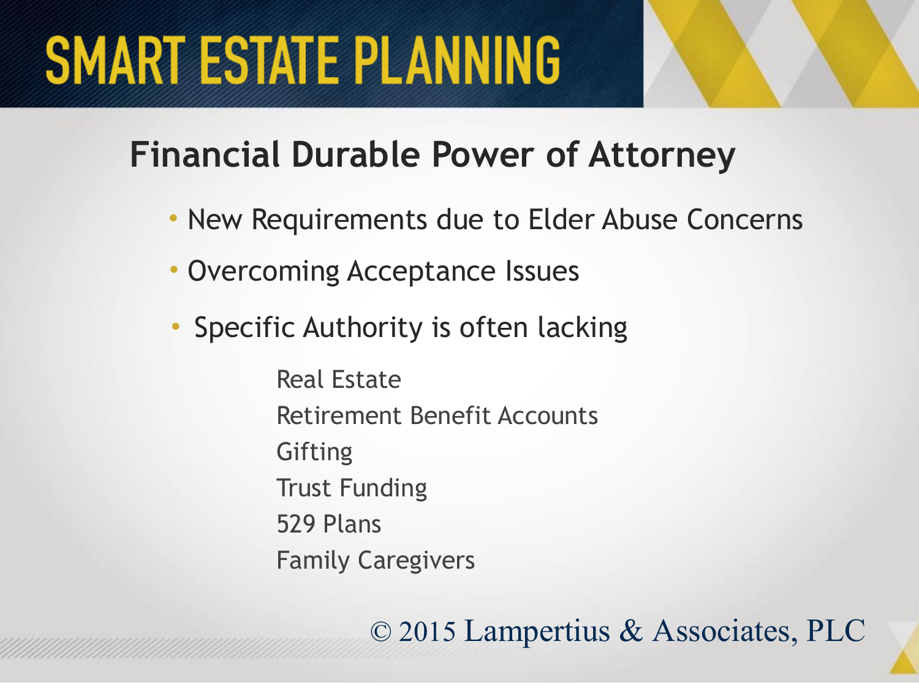# SMART ESTATE PLANNING

## Financial Durable Power of Attorney

- New Requirements due to Elder Abuse Concerns
- Overcoming Acceptance Issues
- Specific Authority is often lacking
  - Real Estate
  - Retirement Benefit Accounts
  - Gifting
  - Trust Funding
  - 529 Plans
  - Family Caregivers

© 2015 Lampertius & Associates, PLC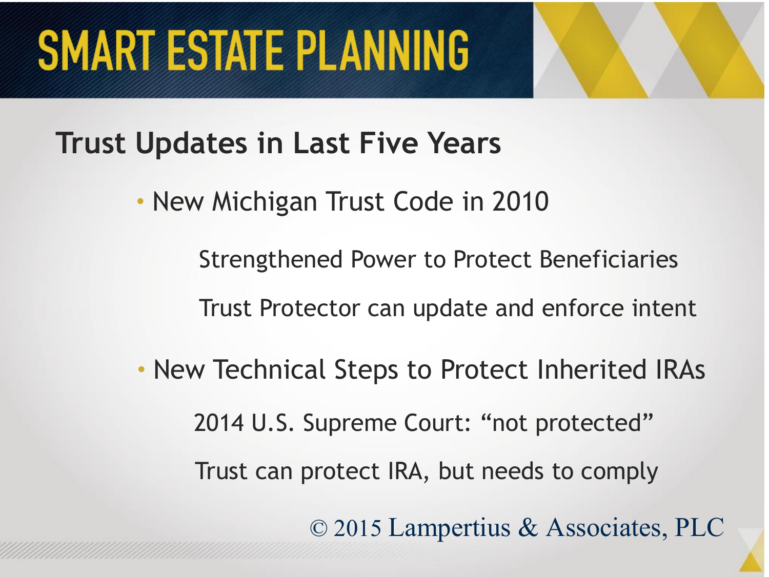# SMART ESTATE PLANNING

## Trust Updates in Last Five Years

- New Michigan Trust Code in 2010
  - Strengthened Power to Protect Beneficiaries
  - Trust Protector can update and enforce intent
- New Technical Steps to Protect Inherited IRAs
  - 2014 U.S. Supreme Court: "not protected"
  - Trust can protect IRA, but needs to comply

© 2015 Lampertius & Associates, PLC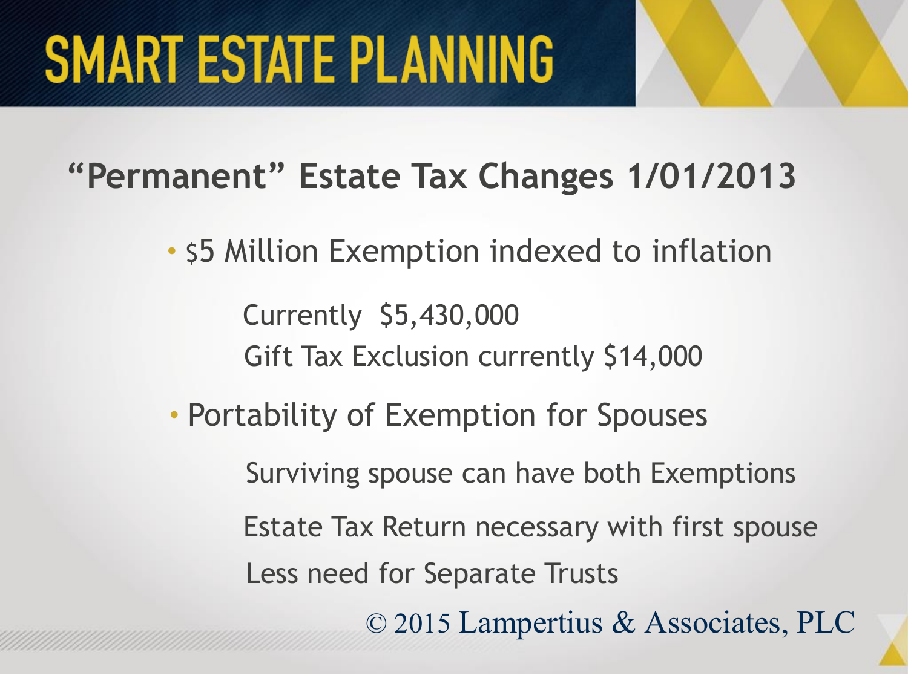# SMART ESTATE PLANNING

## "Permanent" Estate Tax Changes 1/01/2013

- $5 Million Exemption indexed to inflation
  - Currently $5,430,000
  - Gift Tax Exclusion currently $14,000
- Portability of Exemption for Spouses
  - Surviving spouse can have both Exemptions
  - Estate Tax Return necessary with first spouse
  - Less need for Separate Trusts

© 2015 Lampertius & Associates, PLC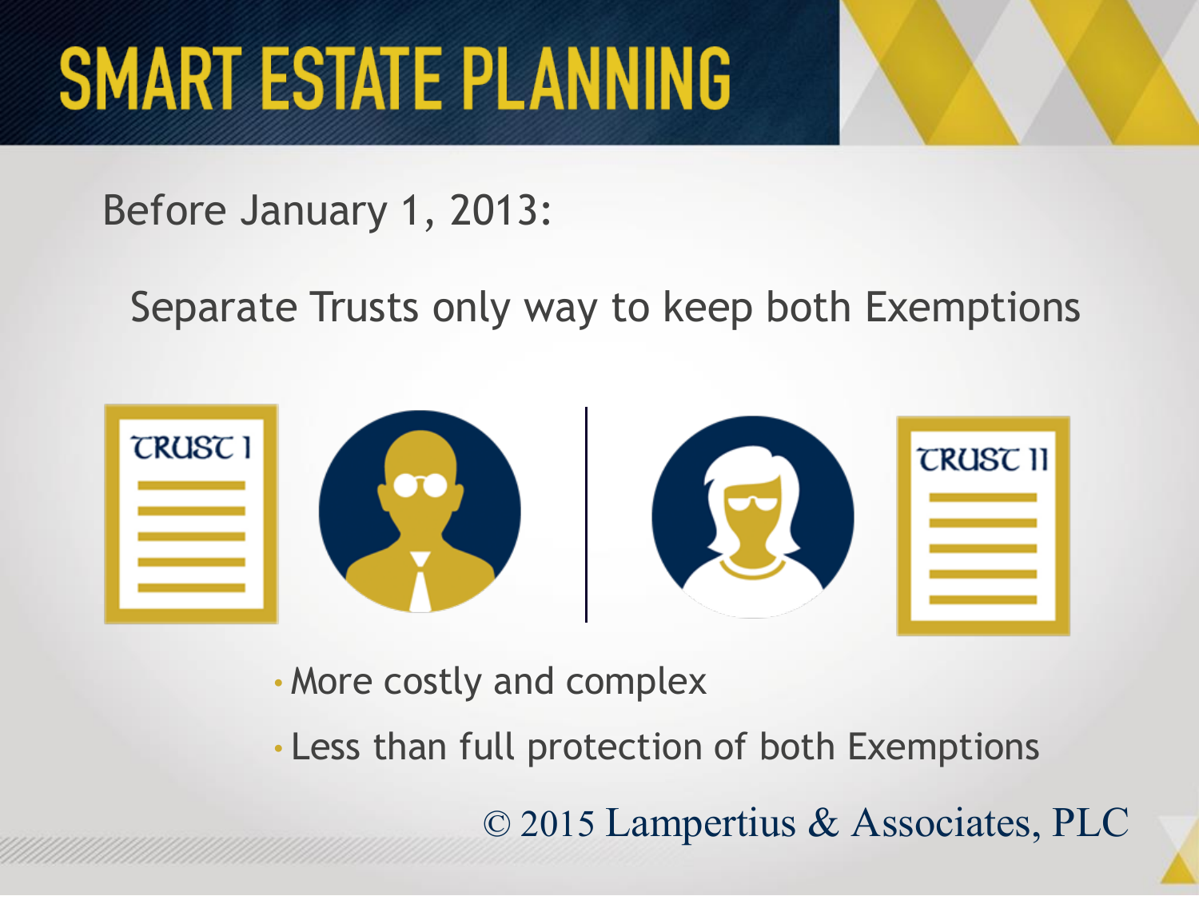# SMART ESTATE PLANNING

Before January 1, 2013:

Separate Trusts only way to keep both Exemptions

TRUST I

TRUST II

- More costly and complex
- Less than full protection of both Exemptions

© 2015 Lampertius & Associates, PLC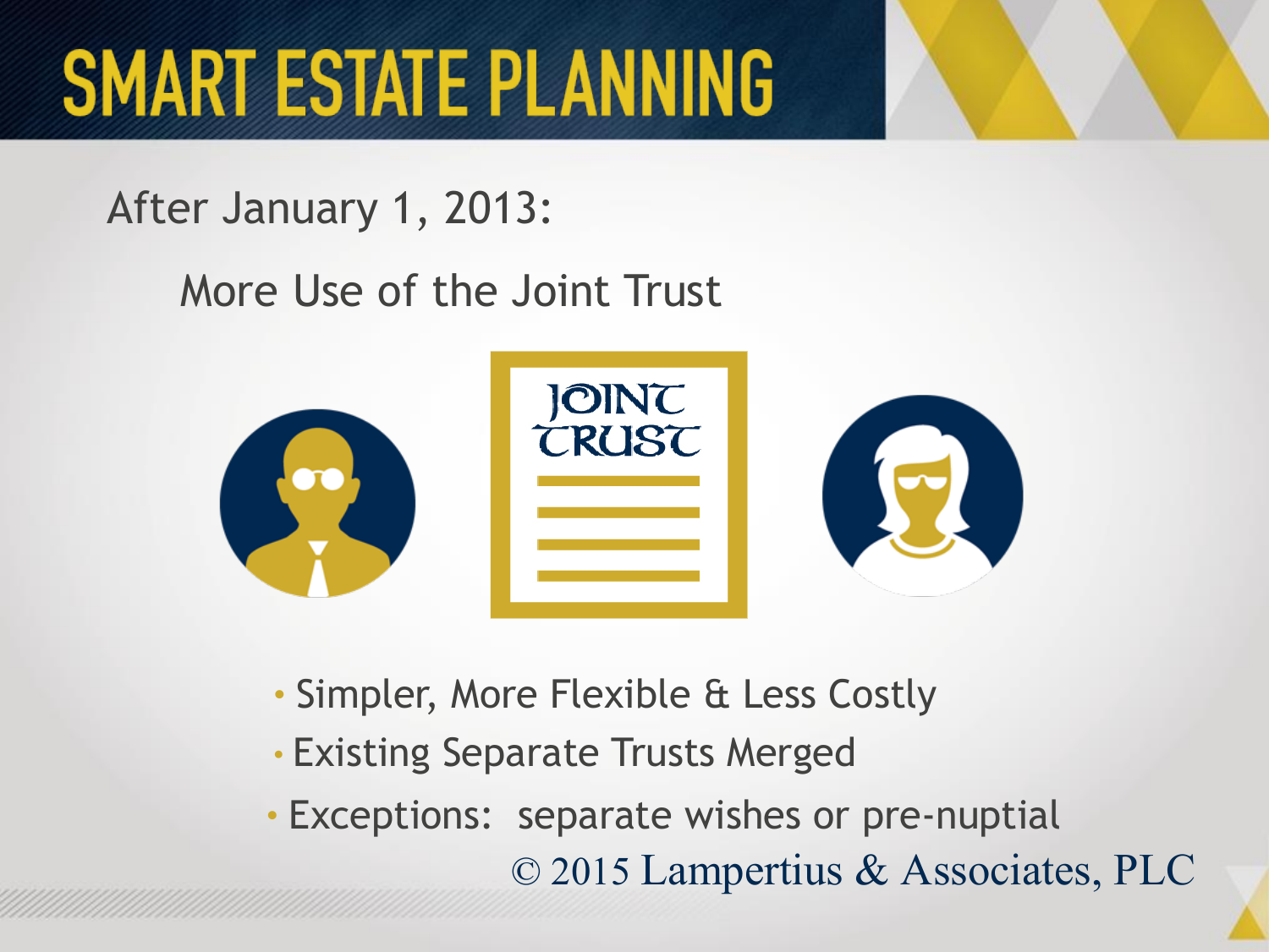# SMART ESTATE PLANNING

After January 1, 2013:

More Use of the Joint Trust

JOINT TRUST

- Simpler, More Flexible & Less Costly
- Existing Separate Trusts Merged
- Exceptions: separate wishes or pre-nuptial

© 2015 Lampertius & Associates, PLC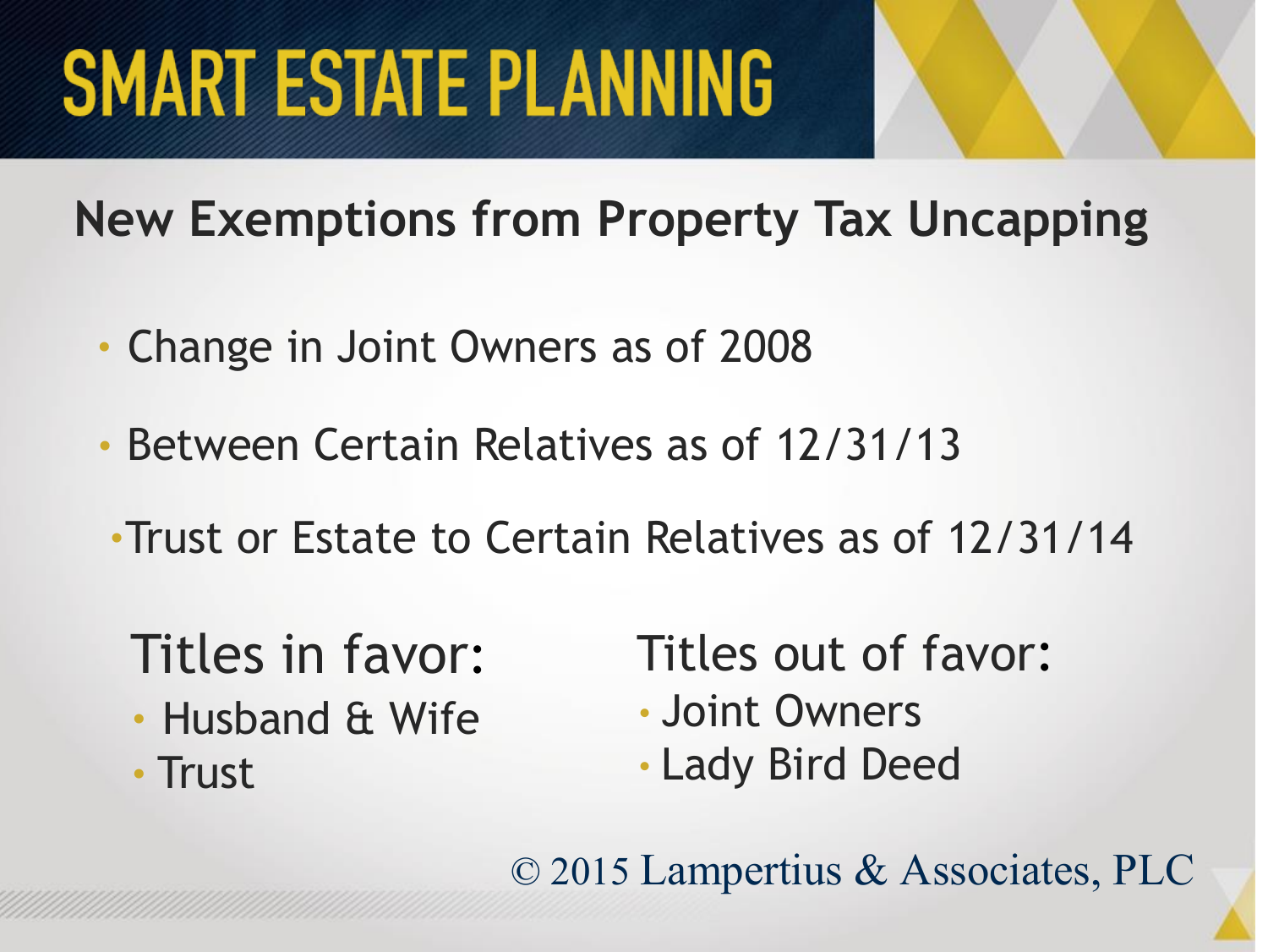# SMART ESTATE PLANNING

## New Exemptions from Property Tax Uncapping

- Change in Joint Owners as of 2008
- Between Certain Relatives as of 12/31/13
- Trust or Estate to Certain Relatives as of 12/31/14

Titles in favor:

- Husband & Wife
- Trust

Titles out of favor:

- Joint Owners
- Lady Bird Deed

© 2015 Lampertius & Associates, PLC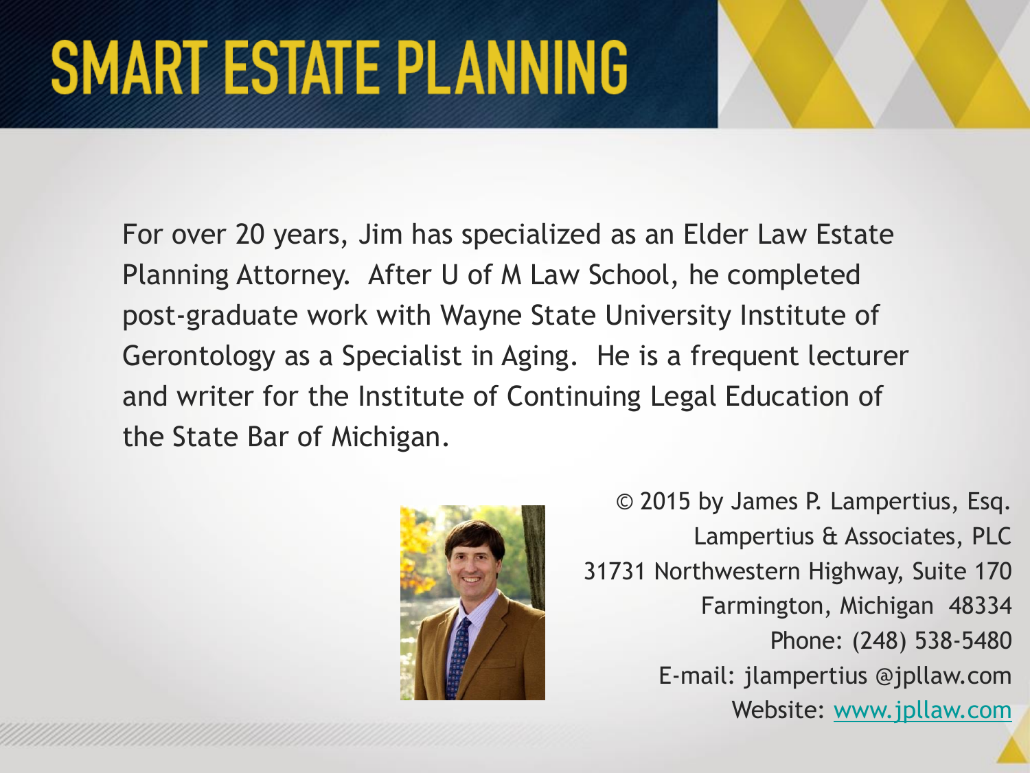# SMART ESTATE PLANNING

For over 20 years, Jim has specialized as an Elder Law Estate Planning Attorney. After U of M Law School, he completed post-graduate work with Wayne State University Institute of Gerontology as a Specialist in Aging. He is a frequent lecturer and writer for the Institute of Continuing Legal Education of the State Bar of Michigan.

© 2015 by James P. Lampertius, Esq.
Lampertius & Associates, PLC
31731 Northwestern Highway, Suite 170
Farmington, Michigan 48334
Phone: (248) 538-5480
E-mail: jlampertius @jpllaw.com
Website: www.jpllaw.com